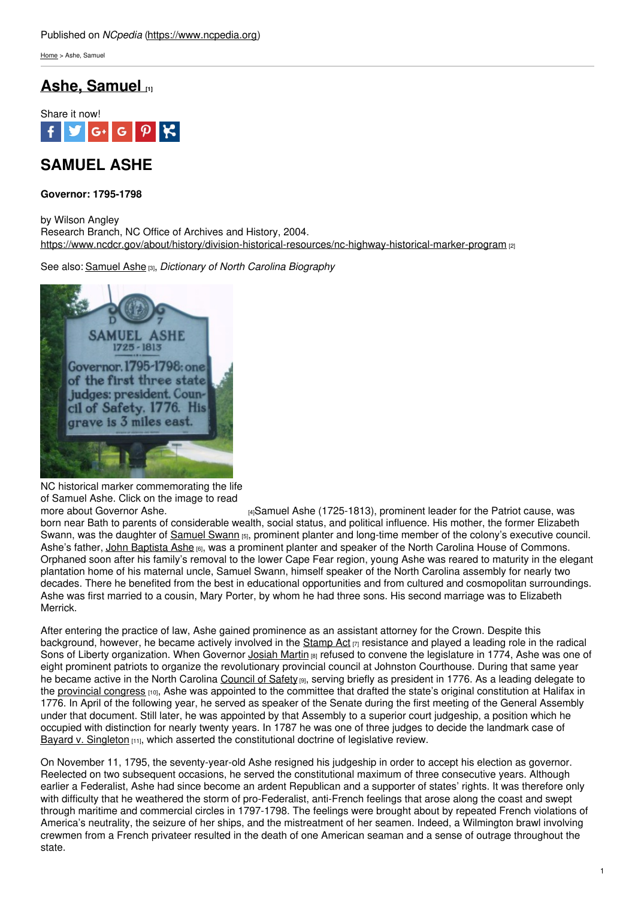Published on *NCpedia* (https://www.ncpedia.org)

Home > Ashe, Samuel

# Ashe, Samuel [1]

Share it now!

## SAMUEL ASHE

**Governor: 1795-1798**

by Wilson Angley
Research Branch, NC Office of Archives and History, 2004.
https://www.ncdcr.gov/about/history/division-historical-resources/nc-highway-historical-marker-program [2]

See also: Samuel Ashe [3], *Dictionary of North Carolina Biography*

NC historical marker commemorating the life of Samuel Ashe. Click on the image to read more about Governor Ashe. [4]

Samuel Ashe (1725-1813), prominent leader for the Patriot cause, was born near Bath to parents of considerable wealth, social status, and political influence. His mother, the former Elizabeth Swann, was the daughter of Samuel Swann [5], prominent planter and long-time member of the colony's executive council. Ashe's father, John Baptista Ashe [6], was a prominent planter and speaker of the North Carolina House of Commons. Orphaned soon after his family's removal to the lower Cape Fear region, young Ashe was reared to maturity in the elegant plantation home of his maternal uncle, Samuel Swann, himself speaker of the North Carolina assembly for nearly two decades. There he benefited from the best in educational opportunities and from cultured and cosmopolitan surroundings. Ashe was first married to a cousin, Mary Porter, by whom he had three sons. His second marriage was to Elizabeth Merrick.

After entering the practice of law, Ashe gained prominence as an assistant attorney for the Crown. Despite this background, however, he became actively involved in the Stamp Act [7] resistance and played a leading role in the radical Sons of Liberty organization. When Governor Josiah Martin [8] refused to convene the legislature in 1774, Ashe was one of eight prominent patriots to organize the revolutionary provincial council at Johnston Courthouse. During that same year he became active in the North Carolina Council of Safety [9], serving briefly as president in 1776. As a leading delegate to the provincial congress [10], Ashe was appointed to the committee that drafted the state's original constitution at Halifax in 1776. In April of the following year, he served as speaker of the Senate during the first meeting of the General Assembly under that document. Still later, he was appointed by that Assembly to a superior court judgeship, a position which he occupied with distinction for nearly twenty years. In 1787 he was one of three judges to decide the landmark case of Bayard v. Singleton [11], which asserted the constitutional doctrine of legislative review.

On November 11, 1795, the seventy-year-old Ashe resigned his judgeship in order to accept his election as governor. Reelected on two subsequent occasions, he served the constitutional maximum of three consecutive years. Although earlier a Federalist, Ashe had since become an ardent Republican and a supporter of states' rights. It was therefore only with difficulty that he weathered the storm of pro-Federalist, anti-French feelings that arose along the coast and swept through maritime and commercial circles in 1797-1798. The feelings were brought about by repeated French violations of America's neutrality, the seizure of her ships, and the mistreatment of her seamen. Indeed, a Wilmington brawl involving crewmen from a French privateer resulted in the death of one American seaman and a sense of outrage throughout the state.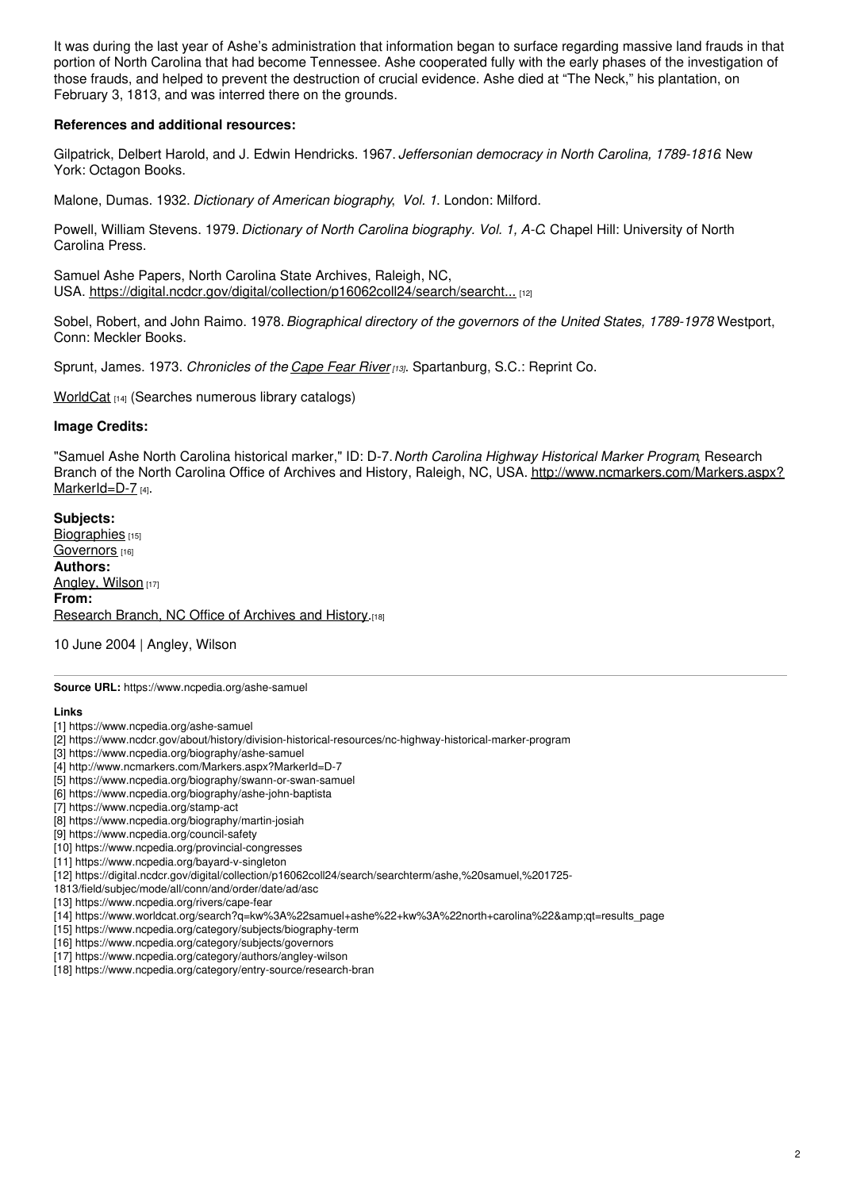It was during the last year of Ashe's administration that information began to surface regarding massive land frauds in that portion of North Carolina that had become Tennessee. Ashe cooperated fully with the early phases of the investigation of those frauds, and helped to prevent the destruction of crucial evidence. Ashe died at "The Neck," his plantation, on February 3, 1813, and was interred there on the grounds.

**References and additional resources:**

Gilpatrick, Delbert Harold, and J. Edwin Hendricks. 1967. *Jeffersonian democracy in North Carolina, 1789-1816*. New York: Octagon Books.

Malone, Dumas. 1932. *Dictionary of American biography*, *Vol. 1*. London: Milford.

Powell, William Stevens. 1979. *Dictionary of North Carolina biography. Vol. 1, A-C*. Chapel Hill: University of North Carolina Press.

Samuel Ashe Papers, North Carolina State Archives, Raleigh, NC, USA. https://digital.ncdcr.gov/digital/collection/p16062coll24/search/searcht... [12]

Sobel, Robert, and John Raimo. 1978. *Biographical directory of the governors of the United States, 1789-1978* Westport, Conn: Meckler Books.

Sprunt, James. 1973. *Chronicles of the Cape Fear River* [13]. Spartanburg, S.C.: Reprint Co.

WorldCat [14] (Searches numerous library catalogs)

**Image Credits:**

"Samuel Ashe North Carolina historical marker," ID: D-7. *North Carolina Highway Historical Marker Program*, Research Branch of the North Carolina Office of Archives and History, Raleigh, NC, USA. http://www.ncmarkers.com/Markers.aspx?MarkerId=D-7 [4].

**Subjects:**
Biographies [15]
Governors [16]
**Authors:**
Angley, Wilson [17]
**From:**
Research Branch, NC Office of Archives and History.[18]

10 June 2004 | Angley, Wilson

**Source URL:** https://www.ncpedia.org/ashe-samuel

**Links**

[1] https://www.ncpedia.org/ashe-samuel
[2] https://www.ncdcr.gov/about/history/division-historical-resources/nc-highway-historical-marker-program
[3] https://www.ncpedia.org/biography/ashe-samuel
[4] http://www.ncmarkers.com/Markers.aspx?MarkerId=D-7
[5] https://www.ncpedia.org/biography/swann-or-swan-samuel
[6] https://www.ncpedia.org/biography/ashe-john-baptista
[7] https://www.ncpedia.org/stamp-act
[8] https://www.ncpedia.org/biography/martin-josiah
[9] https://www.ncpedia.org/council-safety
[10] https://www.ncpedia.org/provincial-congresses
[11] https://www.ncpedia.org/bayard-v-singleton
[12] https://digital.ncdcr.gov/digital/collection/p16062coll24/search/searchterm/ashe,%20samuel,%201725-1813/field/subjec/mode/all/conn/and/order/date/ad/asc
[13] https://www.ncpedia.org/rivers/cape-fear
[14] https://www.worldcat.org/search?q=kw%3A%22samuel+ashe%22+kw%3A%22north+carolina%22&amp;qt=results_page
[15] https://www.ncpedia.org/category/subjects/biography-term
[16] https://www.ncpedia.org/category/subjects/governors
[17] https://www.ncpedia.org/category/authors/angley-wilson
[18] https://www.ncpedia.org/category/entry-source/research-bran